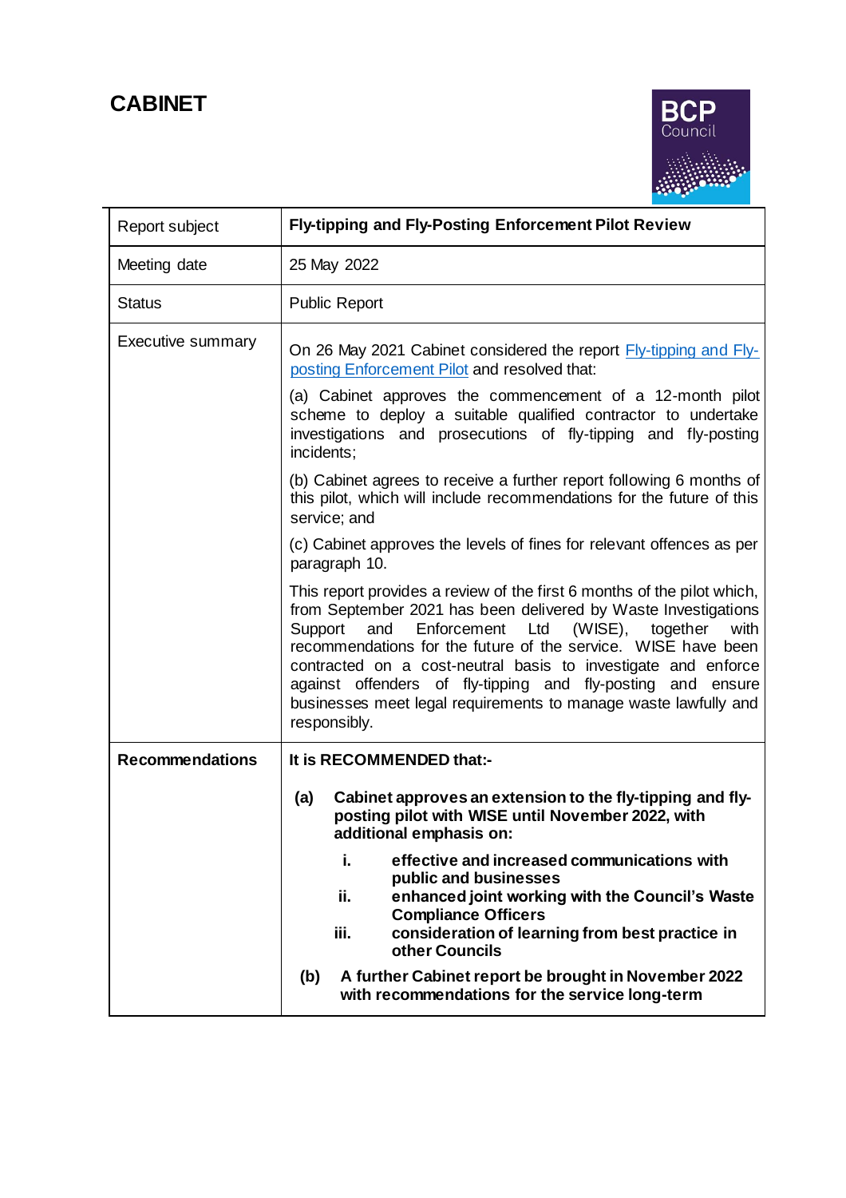# CABINET

| Report subject | **Fly-tipping and Fly-Posting Enforcement Pilot Review** |
|---|---|
| Meeting date | 25 May 2022 |
| Status | Public Report |
| Executive summary | On 26 May 2021 Cabinet considered the report [Fly-tipping and Fly-posting Enforcement Pilot]() and resolved that:<br><br>(a) Cabinet approves the commencement of a 12-month pilot scheme to deploy a suitable qualified contractor to undertake investigations and prosecutions of fly-tipping and fly-posting incidents;<br><br>(b) Cabinet agrees to receive a further report following 6 months of this pilot, which will include recommendations for the future of this service; and<br><br>(c) Cabinet approves the levels of fines for relevant offences as per paragraph 10.<br><br>This report provides a review of the first 6 months of the pilot which, from September 2021 has been delivered by Waste Investigations Support and Enforcement Ltd (WISE), together with recommendations for the future of the service. WISE have been contracted on a cost-neutral basis to investigate and enforce against offenders of fly-tipping and fly-posting and ensure businesses meet legal requirements to manage waste lawfully and responsibly. |
| **Recommendations** | **It is RECOMMENDED that:-**<br><br>**(a) Cabinet approves an extension to the fly-tipping and fly-posting pilot with WISE until November 2022, with additional emphasis on:**<br><br>**i. effective and increased communications with public and businesses**<br>**ii. enhanced joint working with the Council's Waste Compliance Officers**<br>**iii. consideration of learning from best practice in other Councils**<br><br>**(b) A further Cabinet report be brought in November 2022 with recommendations for the service long-term** |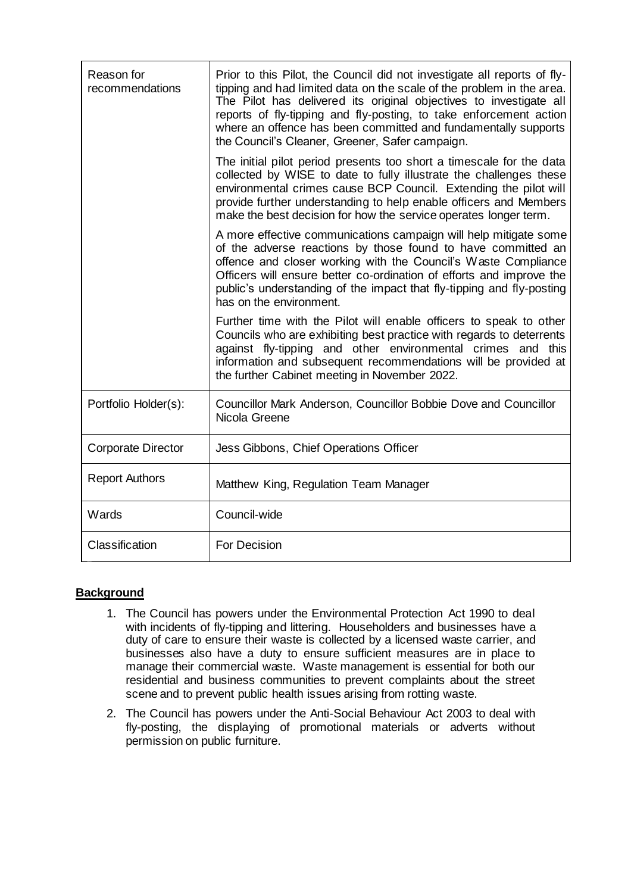| Reason for recommendations | Prior to this Pilot, the Council did not investigate all reports of fly-tipping and had limited data on the scale of the problem in the area. The Pilot has delivered its original objectives to investigate all reports of fly-tipping and fly-posting, to take enforcement action where an offence has been committed and fundamentally supports the Council's Cleaner, Greener, Safer campaign.<br><br>The initial pilot period presents too short a timescale for the data collected by WISE to date to fully illustrate the challenges these environmental crimes cause BCP Council. Extending the pilot will provide further understanding to help enable officers and Members make the best decision for how the service operates longer term.<br><br>A more effective communications campaign will help mitigate some of the adverse reactions by those found to have committed an offence and closer working with the Council's Waste Compliance Officers will ensure better co-ordination of efforts and improve the public's understanding of the impact that fly-tipping and fly-posting has on the environment.<br><br>Further time with the Pilot will enable officers to speak to other Councils who are exhibiting best practice with regards to deterrents against fly-tipping and other environmental crimes and this information and subsequent recommendations will be provided at the further Cabinet meeting in November 2022. |
|---|---|
| Portfolio Holder(s): | Councillor Mark Anderson, Councillor Bobbie Dove and Councillor Nicola Greene |
| Corporate Director | Jess Gibbons, Chief Operations Officer |
| Report Authors | Matthew King, Regulation Team Manager |
| Wards | Council-wide |
| Classification | For Decision |

## **Background**

1. The Council has powers under the Environmental Protection Act 1990 to deal with incidents of fly-tipping and littering. Householders and businesses have a duty of care to ensure their waste is collected by a licensed waste carrier, and businesses also have a duty to ensure sufficient measures are in place to manage their commercial waste. Waste management is essential for both our residential and business communities to prevent complaints about the street scene and to prevent public health issues arising from rotting waste.
2. The Council has powers under the Anti-Social Behaviour Act 2003 to deal with fly-posting, the displaying of promotional materials or adverts without permission on public furniture.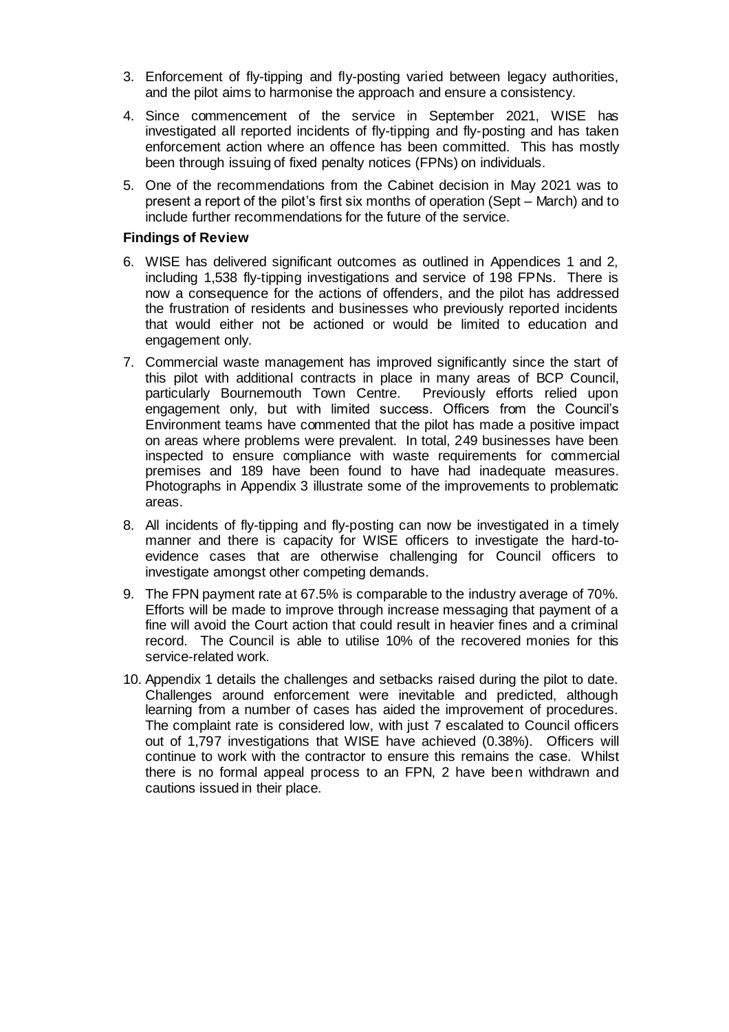3. Enforcement of fly-tipping and fly-posting varied between legacy authorities, and the pilot aims to harmonise the approach and ensure a consistency.
4. Since commencement of the service in September 2021, WISE has investigated all reported incidents of fly-tipping and fly-posting and has taken enforcement action where an offence has been committed. This has mostly been through issuing of fixed penalty notices (FPNs) on individuals.
5. One of the recommendations from the Cabinet decision in May 2021 was to present a report of the pilot's first six months of operation (Sept – March) and to include further recommendations for the future of the service.

**Findings of Review**

6. WISE has delivered significant outcomes as outlined in Appendices 1 and 2, including 1,538 fly-tipping investigations and service of 198 FPNs. There is now a consequence for the actions of offenders, and the pilot has addressed the frustration of residents and businesses who previously reported incidents that would either not be actioned or would be limited to education and engagement only.
7. Commercial waste management has improved significantly since the start of this pilot with additional contracts in place in many areas of BCP Council, particularly Bournemouth Town Centre. Previously efforts relied upon engagement only, but with limited success. Officers from the Council's Environment teams have commented that the pilot has made a positive impact on areas where problems were prevalent. In total, 249 businesses have been inspected to ensure compliance with waste requirements for commercial premises and 189 have been found to have had inadequate measures. Photographs in Appendix 3 illustrate some of the improvements to problematic areas.
8. All incidents of fly-tipping and fly-posting can now be investigated in a timely manner and there is capacity for WISE officers to investigate the hard-to-evidence cases that are otherwise challenging for Council officers to investigate amongst other competing demands.
9. The FPN payment rate at 67.5% is comparable to the industry average of 70%. Efforts will be made to improve through increase messaging that payment of a fine will avoid the Court action that could result in heavier fines and a criminal record. The Council is able to utilise 10% of the recovered monies for this service-related work.
10. Appendix 1 details the challenges and setbacks raised during the pilot to date. Challenges around enforcement were inevitable and predicted, although learning from a number of cases has aided the improvement of procedures. The complaint rate is considered low, with just 7 escalated to Council officers out of 1,797 investigations that WISE have achieved (0.38%). Officers will continue to work with the contractor to ensure this remains the case. Whilst there is no formal appeal process to an FPN, 2 have been withdrawn and cautions issued in their place.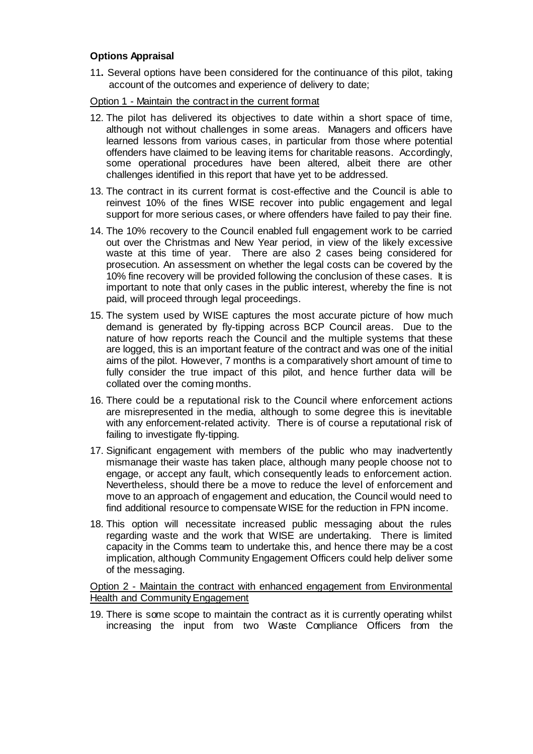**Options Appraisal**

11. Several options have been considered for the continuance of this pilot, taking account of the outcomes and experience of delivery to date;

Option 1 - Maintain the contract in the current format

12. The pilot has delivered its objectives to date within a short space of time, although not without challenges in some areas. Managers and officers have learned lessons from various cases, in particular from those where potential offenders have claimed to be leaving items for charitable reasons. Accordingly, some operational procedures have been altered, albeit there are other challenges identified in this report that have yet to be addressed.

13. The contract in its current format is cost-effective and the Council is able to reinvest 10% of the fines WISE recover into public engagement and legal support for more serious cases, or where offenders have failed to pay their fine.

14. The 10% recovery to the Council enabled full engagement work to be carried out over the Christmas and New Year period, in view of the likely excessive waste at this time of year. There are also 2 cases being considered for prosecution. An assessment on whether the legal costs can be covered by the 10% fine recovery will be provided following the conclusion of these cases. It is important to note that only cases in the public interest, whereby the fine is not paid, will proceed through legal proceedings.

15. The system used by WISE captures the most accurate picture of how much demand is generated by fly-tipping across BCP Council areas. Due to the nature of how reports reach the Council and the multiple systems that these are logged, this is an important feature of the contract and was one of the initial aims of the pilot. However, 7 months is a comparatively short amount of time to fully consider the true impact of this pilot, and hence further data will be collated over the coming months.

16. There could be a reputational risk to the Council where enforcement actions are misrepresented in the media, although to some degree this is inevitable with any enforcement-related activity. There is of course a reputational risk of failing to investigate fly-tipping.

17. Significant engagement with members of the public who may inadvertently mismanage their waste has taken place, although many people choose not to engage, or accept any fault, which consequently leads to enforcement action. Nevertheless, should there be a move to reduce the level of enforcement and move to an approach of engagement and education, the Council would need to find additional resource to compensate WISE for the reduction in FPN income.

18. This option will necessitate increased public messaging about the rules regarding waste and the work that WISE are undertaking. There is limited capacity in the Comms team to undertake this, and hence there may be a cost implication, although Community Engagement Officers could help deliver some of the messaging.

Option 2 - Maintain the contract with enhanced engagement from Environmental Health and Community Engagement

19. There is some scope to maintain the contract as it is currently operating whilst increasing the input from two Waste Compliance Officers from the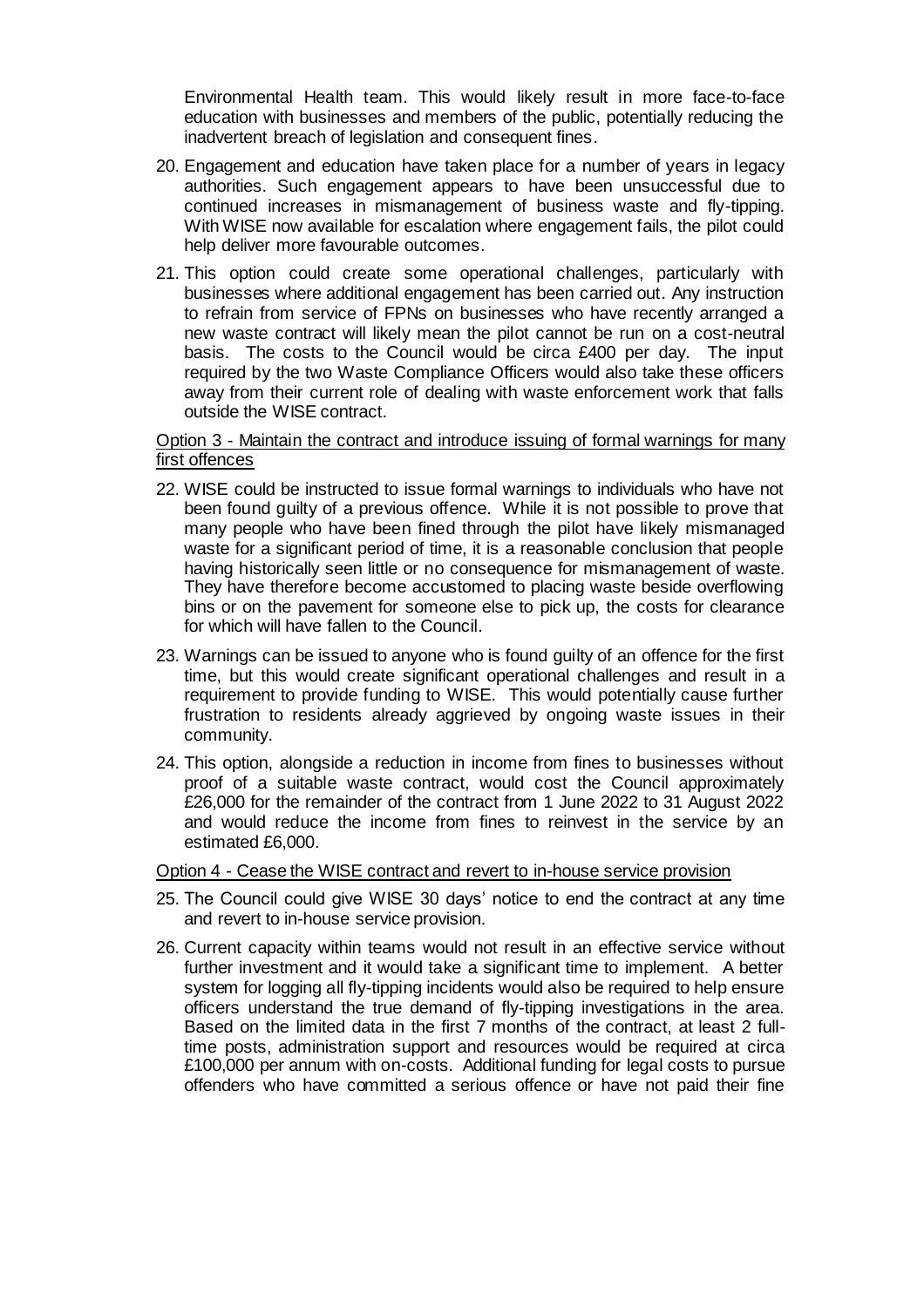Environmental Health team. This would likely result in more face-to-face education with businesses and members of the public, potentially reducing the inadvertent breach of legislation and consequent fines.

20. Engagement and education have taken place for a number of years in legacy authorities. Such engagement appears to have been unsuccessful due to continued increases in mismanagement of business waste and fly-tipping. With WISE now available for escalation where engagement fails, the pilot could help deliver more favourable outcomes.

21. This option could create some operational challenges, particularly with businesses where additional engagement has been carried out. Any instruction to refrain from service of FPNs on businesses who have recently arranged a new waste contract will likely mean the pilot cannot be run on a cost-neutral basis. The costs to the Council would be circa £400 per day. The input required by the two Waste Compliance Officers would also take these officers away from their current role of dealing with waste enforcement work that falls outside the WISE contract.

<u>Option 3 - Maintain the contract and introduce issuing of formal warnings for many first offences</u>

22. WISE could be instructed to issue formal warnings to individuals who have not been found guilty of a previous offence. While it is not possible to prove that many people who have been fined through the pilot have likely mismanaged waste for a significant period of time, it is a reasonable conclusion that people having historically seen little or no consequence for mismanagement of waste. They have therefore become accustomed to placing waste beside overflowing bins or on the pavement for someone else to pick up, the costs for clearance for which will have fallen to the Council.

23. Warnings can be issued to anyone who is found guilty of an offence for the first time, but this would create significant operational challenges and result in a requirement to provide funding to WISE. This would potentially cause further frustration to residents already aggrieved by ongoing waste issues in their community.

24. This option, alongside a reduction in income from fines to businesses without proof of a suitable waste contract, would cost the Council approximately £26,000 for the remainder of the contract from 1 June 2022 to 31 August 2022 and would reduce the income from fines to reinvest in the service by an estimated £6,000.

<u>Option 4 - Cease the WISE contract and revert to in-house service provision</u>

25. The Council could give WISE 30 days' notice to end the contract at any time and revert to in-house service provision.

26. Current capacity within teams would not result in an effective service without further investment and it would take a significant time to implement. A better system for logging all fly-tipping incidents would also be required to help ensure officers understand the true demand of fly-tipping investigations in the area. Based on the limited data in the first 7 months of the contract, at least 2 full-time posts, administration support and resources would be required at circa £100,000 per annum with on-costs. Additional funding for legal costs to pursue offenders who have committed a serious offence or have not paid their fine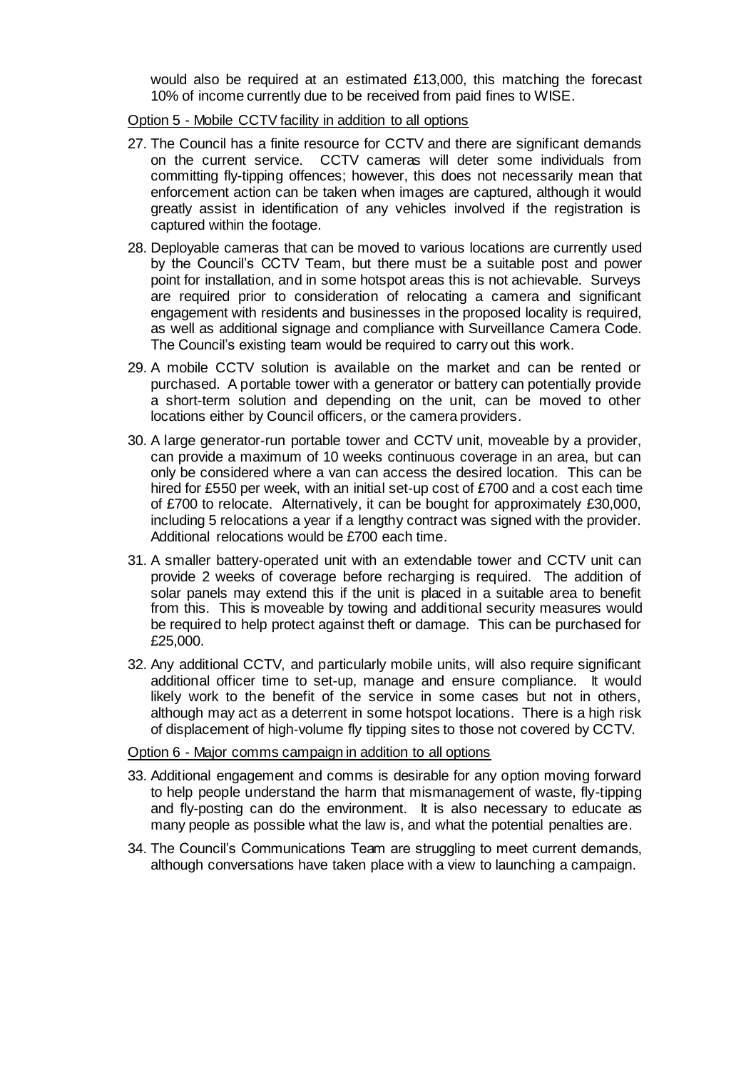would also be required at an estimated £13,000, this matching the forecast 10% of income currently due to be received from paid fines to WISE.

Option 5 - Mobile CCTV facility in addition to all options

27. The Council has a finite resource for CCTV and there are significant demands on the current service. CCTV cameras will deter some individuals from committing fly-tipping offences; however, this does not necessarily mean that enforcement action can be taken when images are captured, although it would greatly assist in identification of any vehicles involved if the registration is captured within the footage.
28. Deployable cameras that can be moved to various locations are currently used by the Council's CCTV Team, but there must be a suitable post and power point for installation, and in some hotspot areas this is not achievable. Surveys are required prior to consideration of relocating a camera and significant engagement with residents and businesses in the proposed locality is required, as well as additional signage and compliance with Surveillance Camera Code. The Council's existing team would be required to carry out this work.
29. A mobile CCTV solution is available on the market and can be rented or purchased. A portable tower with a generator or battery can potentially provide a short-term solution and depending on the unit, can be moved to other locations either by Council officers, or the camera providers.
30. A large generator-run portable tower and CCTV unit, moveable by a provider, can provide a maximum of 10 weeks continuous coverage in an area, but can only be considered where a van can access the desired location. This can be hired for £550 per week, with an initial set-up cost of £700 and a cost each time of £700 to relocate. Alternatively, it can be bought for approximately £30,000, including 5 relocations a year if a lengthy contract was signed with the provider. Additional relocations would be £700 each time.
31. A smaller battery-operated unit with an extendable tower and CCTV unit can provide 2 weeks of coverage before recharging is required. The addition of solar panels may extend this if the unit is placed in a suitable area to benefit from this. This is moveable by towing and additional security measures would be required to help protect against theft or damage. This can be purchased for £25,000.
32. Any additional CCTV, and particularly mobile units, will also require significant additional officer time to set-up, manage and ensure compliance. It would likely work to the benefit of the service in some cases but not in others, although may act as a deterrent in some hotspot locations. There is a high risk of displacement of high-volume fly tipping sites to those not covered by CCTV.

Option 6 - Major comms campaign in addition to all options

33. Additional engagement and comms is desirable for any option moving forward to help people understand the harm that mismanagement of waste, fly-tipping and fly-posting can do the environment. It is also necessary to educate as many people as possible what the law is, and what the potential penalties are.
34. The Council's Communications Team are struggling to meet current demands, although conversations have taken place with a view to launching a campaign.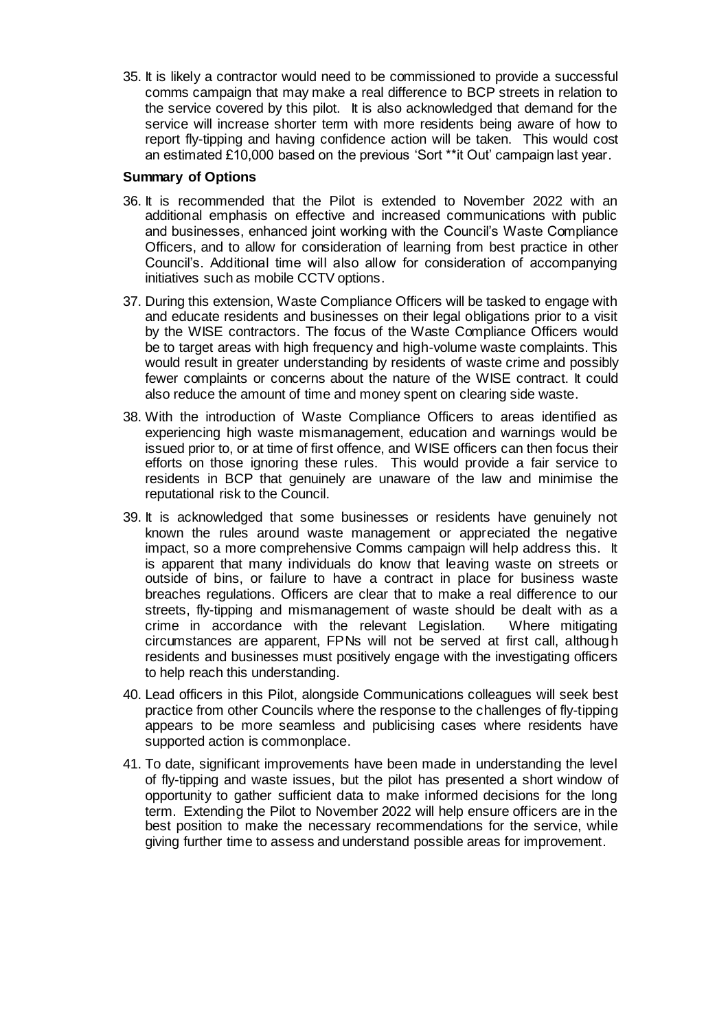35. It is likely a contractor would need to be commissioned to provide a successful comms campaign that may make a real difference to BCP streets in relation to the service covered by this pilot. It is also acknowledged that demand for the service will increase shorter term with more residents being aware of how to report fly-tipping and having confidence action will be taken. This would cost an estimated £10,000 based on the previous 'Sort **it Out' campaign last year.

**Summary of Options**

36. It is recommended that the Pilot is extended to November 2022 with an additional emphasis on effective and increased communications with public and businesses, enhanced joint working with the Council's Waste Compliance Officers, and to allow for consideration of learning from best practice in other Council's. Additional time will also allow for consideration of accompanying initiatives such as mobile CCTV options.

37. During this extension, Waste Compliance Officers will be tasked to engage with and educate residents and businesses on their legal obligations prior to a visit by the WISE contractors. The focus of the Waste Compliance Officers would be to target areas with high frequency and high-volume waste complaints. This would result in greater understanding by residents of waste crime and possibly fewer complaints or concerns about the nature of the WISE contract. It could also reduce the amount of time and money spent on clearing side waste.

38. With the introduction of Waste Compliance Officers to areas identified as experiencing high waste mismanagement, education and warnings would be issued prior to, or at time of first offence, and WISE officers can then focus their efforts on those ignoring these rules. This would provide a fair service to residents in BCP that genuinely are unaware of the law and minimise the reputational risk to the Council.

39. It is acknowledged that some businesses or residents have genuinely not known the rules around waste management or appreciated the negative impact, so a more comprehensive Comms campaign will help address this. It is apparent that many individuals do know that leaving waste on streets or outside of bins, or failure to have a contract in place for business waste breaches regulations. Officers are clear that to make a real difference to our streets, fly-tipping and mismanagement of waste should be dealt with as a crime in accordance with the relevant Legislation. Where mitigating circumstances are apparent, FPNs will not be served at first call, although residents and businesses must positively engage with the investigating officers to help reach this understanding.

40. Lead officers in this Pilot, alongside Communications colleagues will seek best practice from other Councils where the response to the challenges of fly-tipping appears to be more seamless and publicising cases where residents have supported action is commonplace.

41. To date, significant improvements have been made in understanding the level of fly-tipping and waste issues, but the pilot has presented a short window of opportunity to gather sufficient data to make informed decisions for the long term. Extending the Pilot to November 2022 will help ensure officers are in the best position to make the necessary recommendations for the service, while giving further time to assess and understand possible areas for improvement.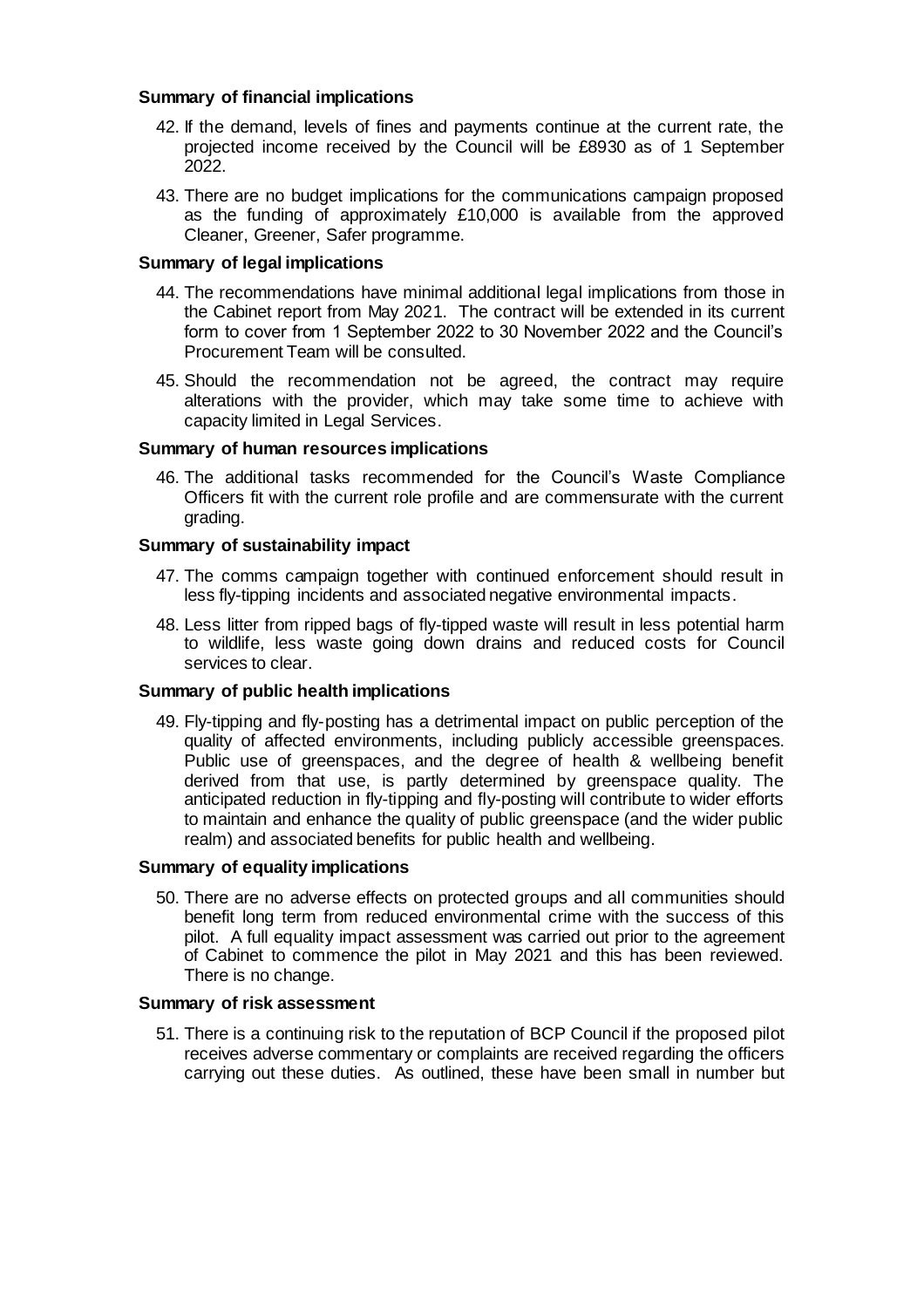**Summary of financial implications**

42. If the demand, levels of fines and payments continue at the current rate, the projected income received by the Council will be £8930 as of 1 September 2022.

43. There are no budget implications for the communications campaign proposed as the funding of approximately £10,000 is available from the approved Cleaner, Greener, Safer programme.

**Summary of legal implications**

44. The recommendations have minimal additional legal implications from those in the Cabinet report from May 2021. The contract will be extended in its current form to cover from 1 September 2022 to 30 November 2022 and the Council's Procurement Team will be consulted.

45. Should the recommendation not be agreed, the contract may require alterations with the provider, which may take some time to achieve with capacity limited in Legal Services.

**Summary of human resources implications**

46. The additional tasks recommended for the Council's Waste Compliance Officers fit with the current role profile and are commensurate with the current grading.

**Summary of sustainability impact**

47. The comms campaign together with continued enforcement should result in less fly-tipping incidents and associated negative environmental impacts.

48. Less litter from ripped bags of fly-tipped waste will result in less potential harm to wildlife, less waste going down drains and reduced costs for Council services to clear.

**Summary of public health implications**

49. Fly-tipping and fly-posting has a detrimental impact on public perception of the quality of affected environments, including publicly accessible greenspaces. Public use of greenspaces, and the degree of health & wellbeing benefit derived from that use, is partly determined by greenspace quality. The anticipated reduction in fly-tipping and fly-posting will contribute to wider efforts to maintain and enhance the quality of public greenspace (and the wider public realm) and associated benefits for public health and wellbeing.

**Summary of equality implications**

50. There are no adverse effects on protected groups and all communities should benefit long term from reduced environmental crime with the success of this pilot. A full equality impact assessment was carried out prior to the agreement of Cabinet to commence the pilot in May 2021 and this has been reviewed. There is no change.

**Summary of risk assessment**

51. There is a continuing risk to the reputation of BCP Council if the proposed pilot receives adverse commentary or complaints are received regarding the officers carrying out these duties. As outlined, these have been small in number but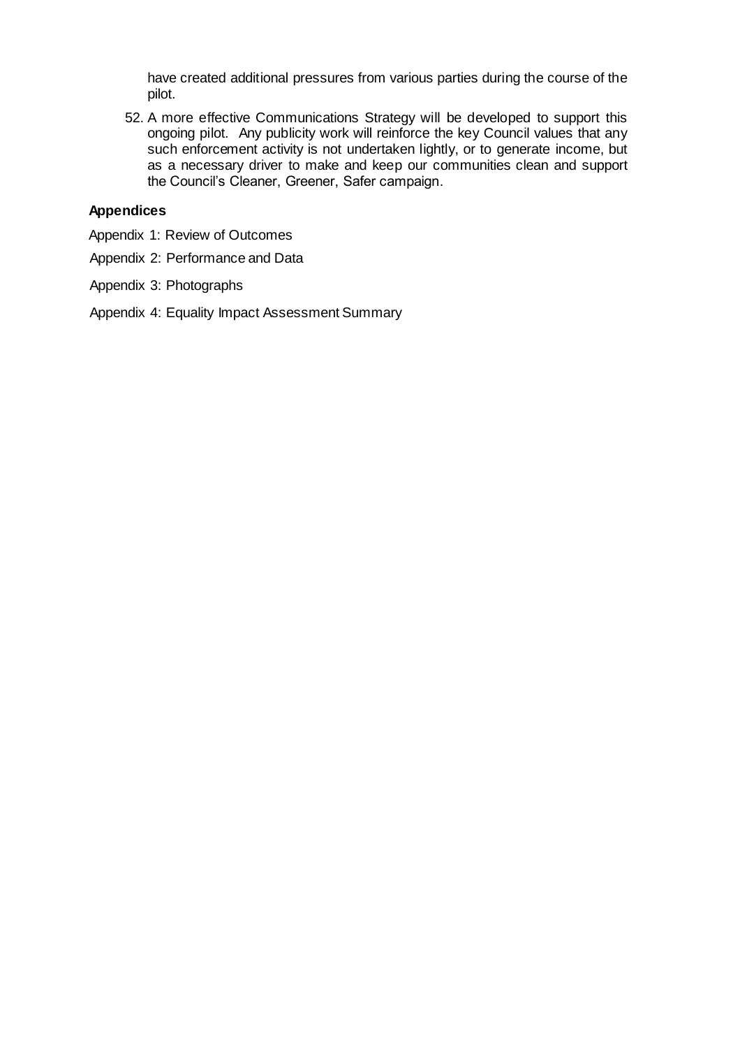have created additional pressures from various parties during the course of the pilot.

52. A more effective Communications Strategy will be developed to support this ongoing pilot. Any publicity work will reinforce the key Council values that any such enforcement activity is not undertaken lightly, or to generate income, but as a necessary driver to make and keep our communities clean and support the Council's Cleaner, Greener, Safer campaign.

**Appendices**

Appendix 1: Review of Outcomes

Appendix 2: Performance and Data

Appendix 3: Photographs

Appendix 4: Equality Impact Assessment Summary